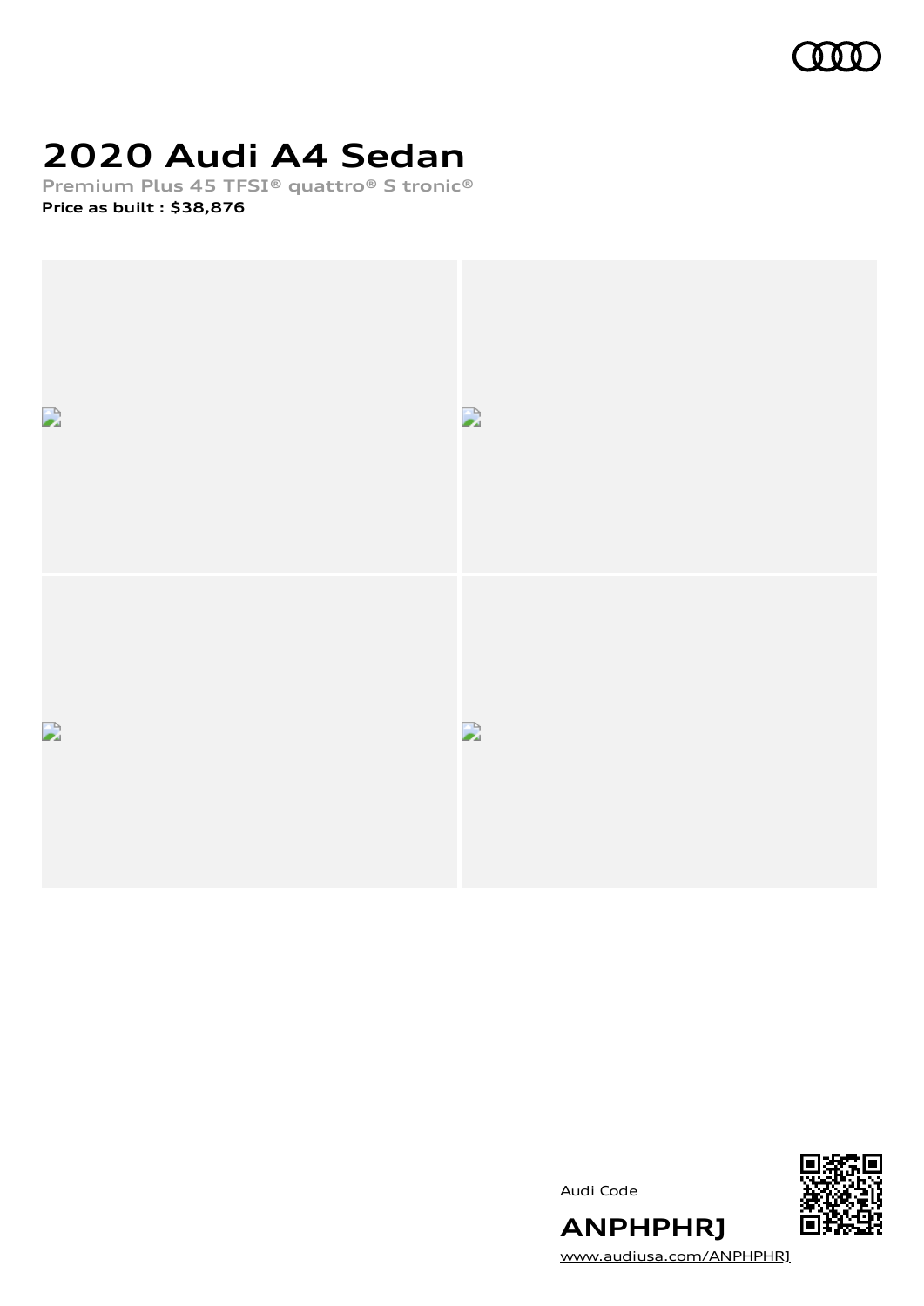# 2020 Audi A4 Sedan

**Premium Plus 45 TFSI® quattro® S tronic®**

**Price as built : $38,876**

Audi Code

**ANPHPHRJ**

[www.audiusa.com/ANPHPHRJ](http://www.audiusa.com/ANPHPHRJ)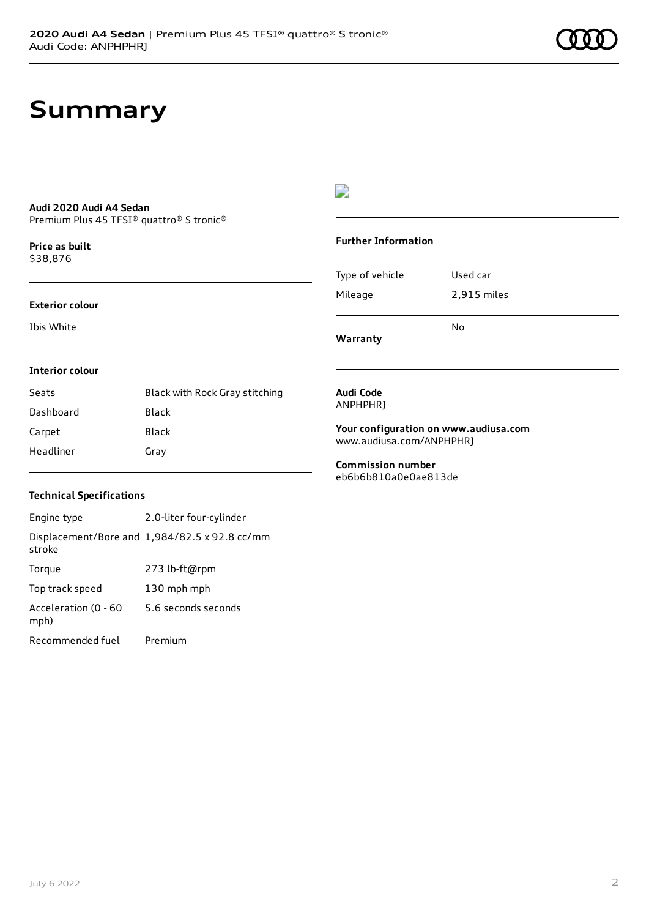# Summary

**Audi 2020 Audi A4 Sedan**
Premium Plus 45 TFSI® quattro® S tronic®

**Price as built**
$38,876

**Exterior colour**

Ibis White

**Interior colour**

| Seats | Black with Rock Gray stitching |
|---|---|
| Dashboard | Black |
| Carpet | Black |
| Headliner | Gray |

**Technical Specifications**

| Engine type | 2.0-liter four-cylinder |
|---|---|
| Displacement/Bore and stroke | 1,984/82.5 x 92.8 cc/mm |
| Torque | 273 lb-ft@rpm |
| Top track speed | 130 mph mph |
| Acceleration (0 - 60 mph) | 5.6 seconds seconds |
| Recommended fuel | Premium |

**Further Information**

| Type of vehicle | Used car |
|---|---|
| Mileage | 2,915 miles |
| **Warranty** | No |

**Audi Code**
ANPHPHRJ

**Your configuration on www.audiusa.com**
www.audiusa.com/ANPHPHRJ

**Commission number**
eb6b6b810a0e0ae813de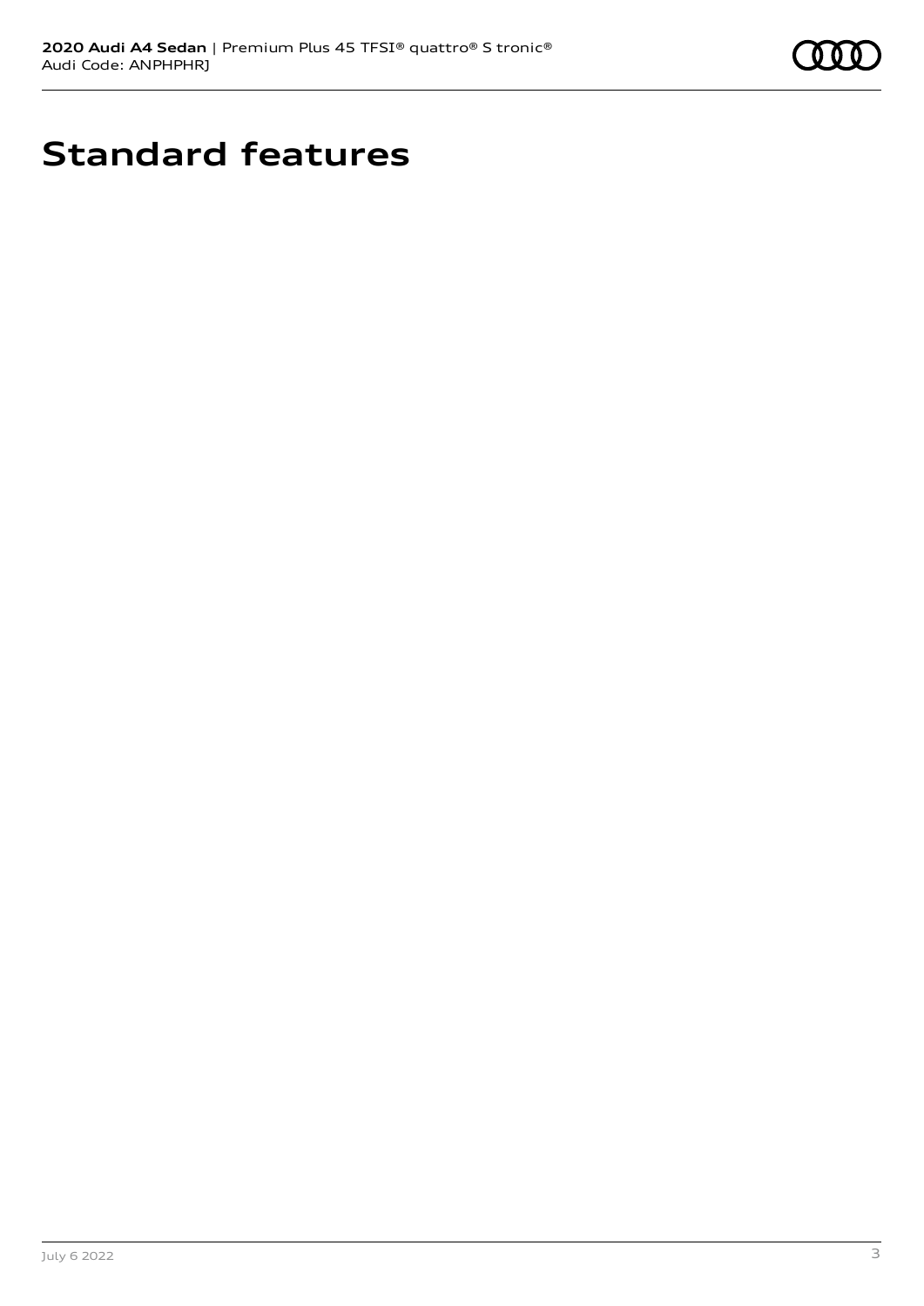# Standard features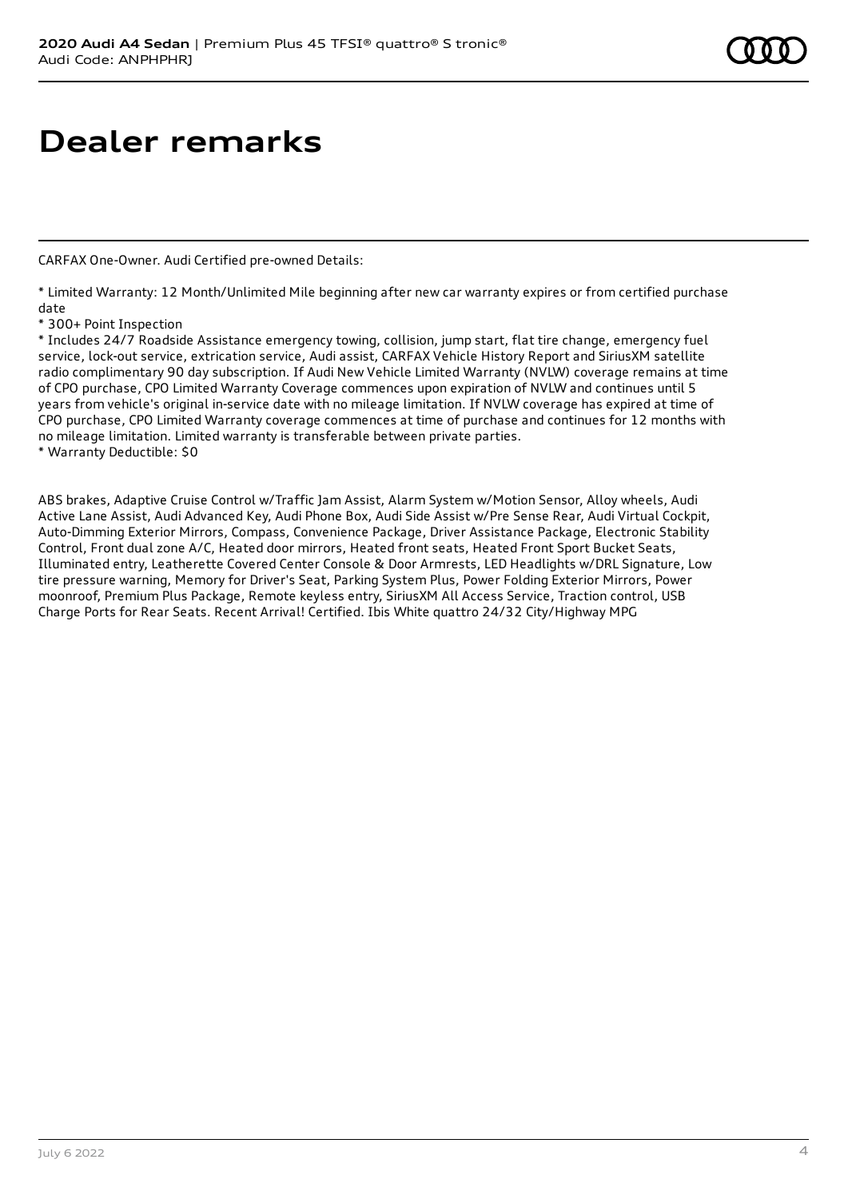# Dealer remarks

CARFAX One-Owner. Audi Certified pre-owned Details:

* Limited Warranty: 12 Month/Unlimited Mile beginning after new car warranty expires or from certified purchase date
* 300+ Point Inspection
* Includes 24/7 Roadside Assistance emergency towing, collision, jump start, flat tire change, emergency fuel service, lock-out service, extrication service, Audi assist, CARFAX Vehicle History Report and SiriusXM satellite radio complimentary 90 day subscription. If Audi New Vehicle Limited Warranty (NVLW) coverage remains at time of CPO purchase, CPO Limited Warranty Coverage commences upon expiration of NVLW and continues until 5 years from vehicle's original in-service date with no mileage limitation. If NVLW coverage has expired at time of CPO purchase, CPO Limited Warranty coverage commences at time of purchase and continues for 12 months with no mileage limitation. Limited warranty is transferable between private parties.
* Warranty Deductible: $0

ABS brakes, Adaptive Cruise Control w/Traffic Jam Assist, Alarm System w/Motion Sensor, Alloy wheels, Audi Active Lane Assist, Audi Advanced Key, Audi Phone Box, Audi Side Assist w/Pre Sense Rear, Audi Virtual Cockpit, Auto-Dimming Exterior Mirrors, Compass, Convenience Package, Driver Assistance Package, Electronic Stability Control, Front dual zone A/C, Heated door mirrors, Heated front seats, Heated Front Sport Bucket Seats, Illuminated entry, Leatherette Covered Center Console & Door Armrests, LED Headlights w/DRL Signature, Low tire pressure warning, Memory for Driver's Seat, Parking System Plus, Power Folding Exterior Mirrors, Power moonroof, Premium Plus Package, Remote keyless entry, SiriusXM All Access Service, Traction control, USB Charge Ports for Rear Seats. Recent Arrival! Certified. Ibis White quattro 24/32 City/Highway MPG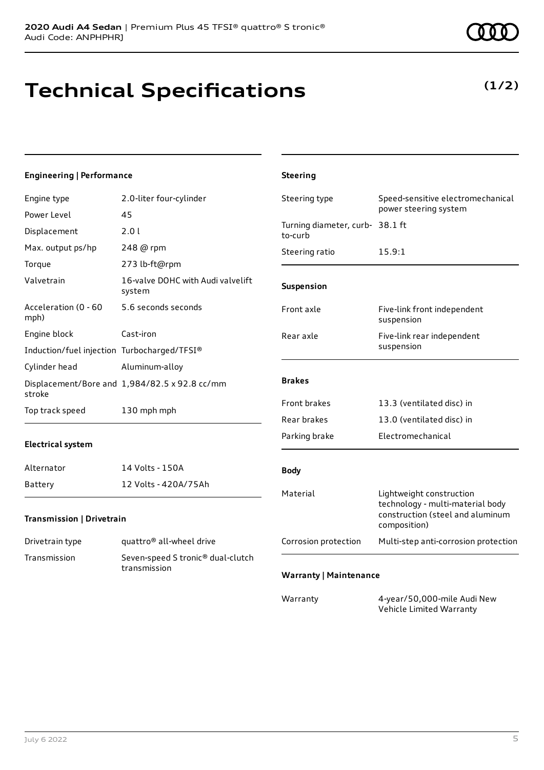**2020 Audi A4 Sedan** | Premium Plus 45 TFSI® quattro® S tronic®
Audi Code: ANPHPHRJ

# Technical Specifications

**(1/2)**

### Engineering | Performance

| | |
|---|---|
| Engine type | 2.0-liter four-cylinder |
| Power Level | 45 |
| Displacement | 2.0 l |
| Max. output ps/hp | 248 @ rpm |
| Torque | 273 lb-ft@rpm |
| Valvetrain | 16-valve DOHC with Audi valvelift system |
| Acceleration (0 - 60 mph) | 5.6 seconds seconds |
| Engine block | Cast-iron |
| Induction/fuel injection | Turbocharged/TFSI® |
| Cylinder head | Aluminum-alloy |
| Displacement/Bore and stroke | 1,984/82.5 x 92.8 cc/mm |
| Top track speed | 130 mph mph |

### Electrical system

| | |
|---|---|
| Alternator | 14 Volts - 150A |
| Battery | 12 Volts - 420A/75Ah |

### Transmission | Drivetrain

| | |
|---|---|
| Drivetrain type | quattro® all-wheel drive |
| Transmission | Seven-speed S tronic® dual-clutch transmission |

### Steering

| | |
|---|---|
| Steering type | Speed-sensitive electromechanical power steering system |
| Turning diameter, curb-to-curb | 38.1 ft |
| Steering ratio | 15.9:1 |

### Suspension

| | |
|---|---|
| Front axle | Five-link front independent suspension |
| Rear axle | Five-link rear independent suspension |

### Brakes

| | |
|---|---|
| Front brakes | 13.3 (ventilated disc) in |
| Rear brakes | 13.0 (ventilated disc) in |
| Parking brake | Electromechanical |

### Body

| | |
|---|---|
| Material | Lightweight construction technology - multi-material body construction (steel and aluminum composition) |
| Corrosion protection | Multi-step anti-corrosion protection |

### Warranty | Maintenance

| | |
|---|---|
| Warranty | 4-year/50,000-mile Audi New Vehicle Limited Warranty |

July 6 2022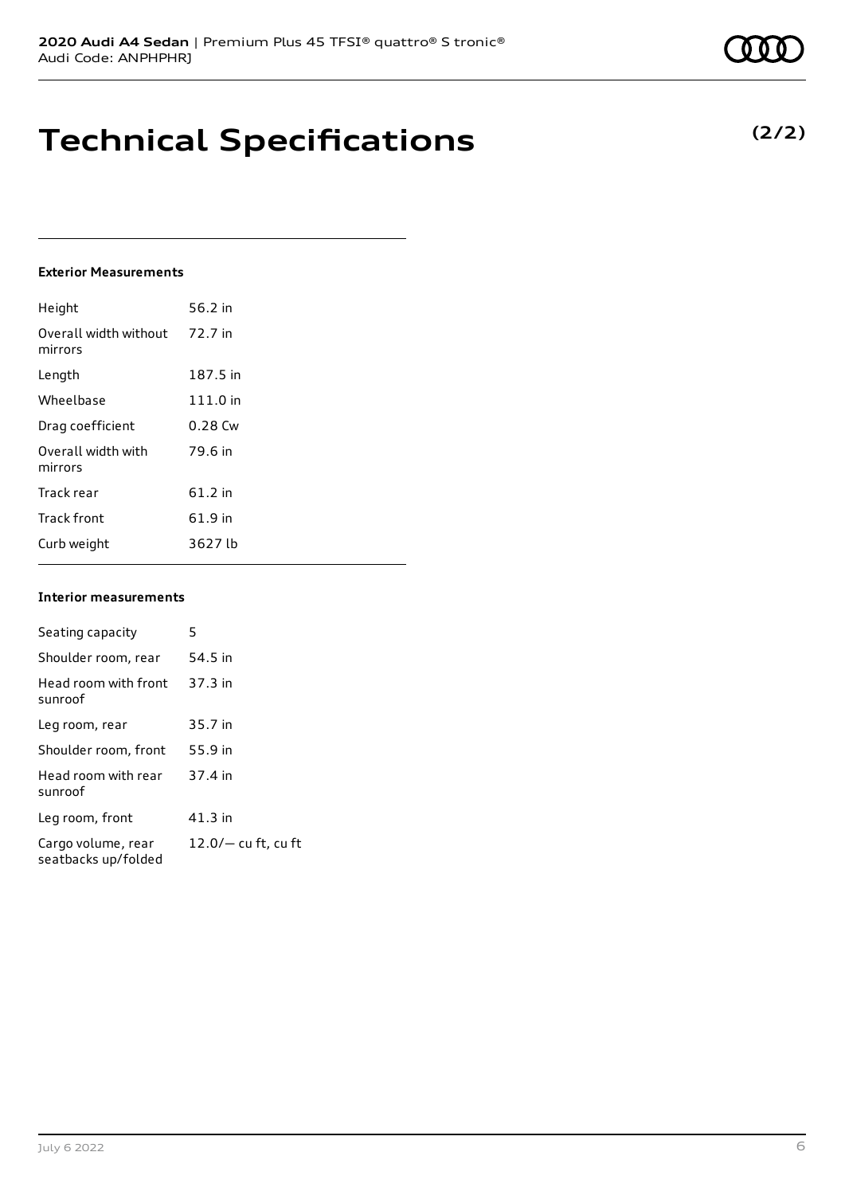# Technical Specifications

**(2/2)**

### Exterior Measurements

| | |
|---|---|
| Height | 56.2 in |
| Overall width without mirrors | 72.7 in |
| Length | 187.5 in |
| Wheelbase | 111.0 in |
| Drag coefficient | 0.28 Cw |
| Overall width with mirrors | 79.6 in |
| Track rear | 61.2 in |
| Track front | 61.9 in |
| Curb weight | 3627 lb |

### Interior measurements

| | |
|---|---|
| Seating capacity | 5 |
| Shoulder room, rear | 54.5 in |
| Head room with front sunroof | 37.3 in |
| Leg room, rear | 35.7 in |
| Shoulder room, front | 55.9 in |
| Head room with rear sunroof | 37.4 in |
| Leg room, front | 41.3 in |
| Cargo volume, rear seatbacks up/folded | 12.0/— cu ft, cu ft |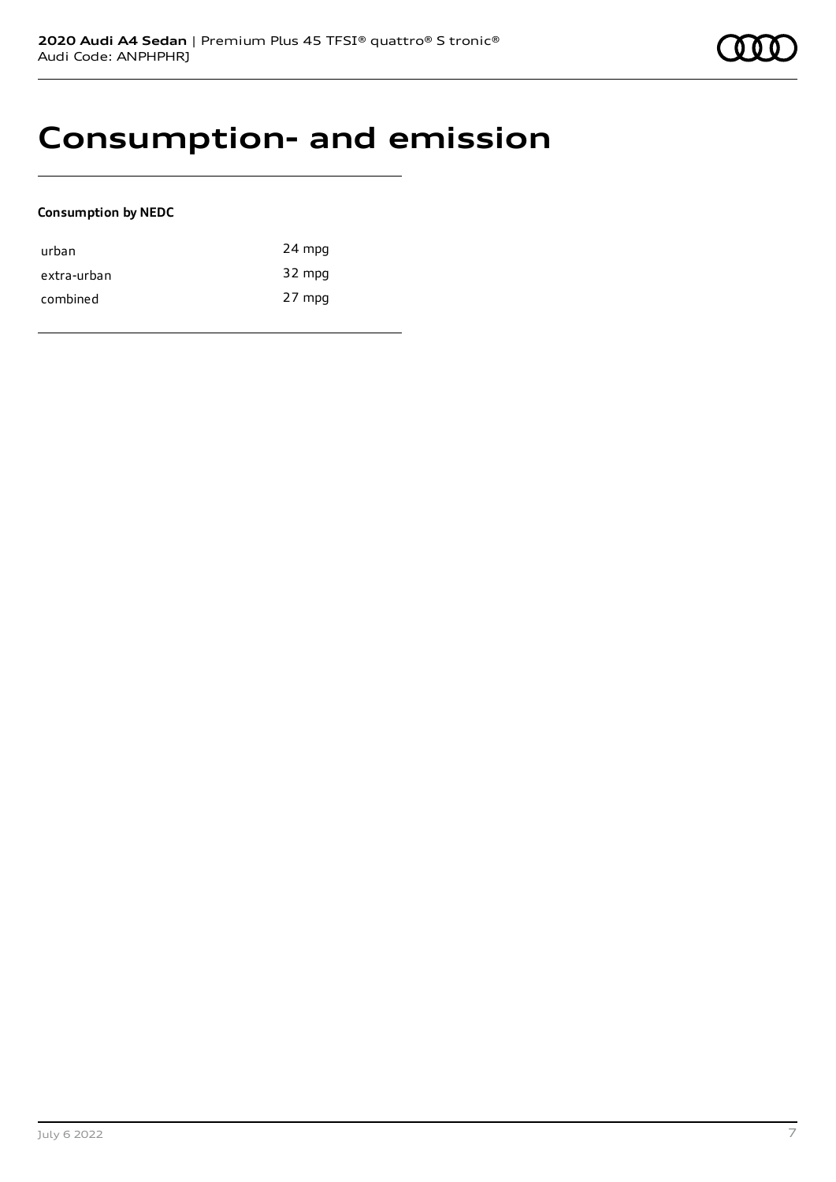# Consumption- and emission

**Consumption by NEDC**

| | |
|---|---|
| urban | 24 mpg |
| extra-urban | 32 mpg |
| combined | 27 mpg |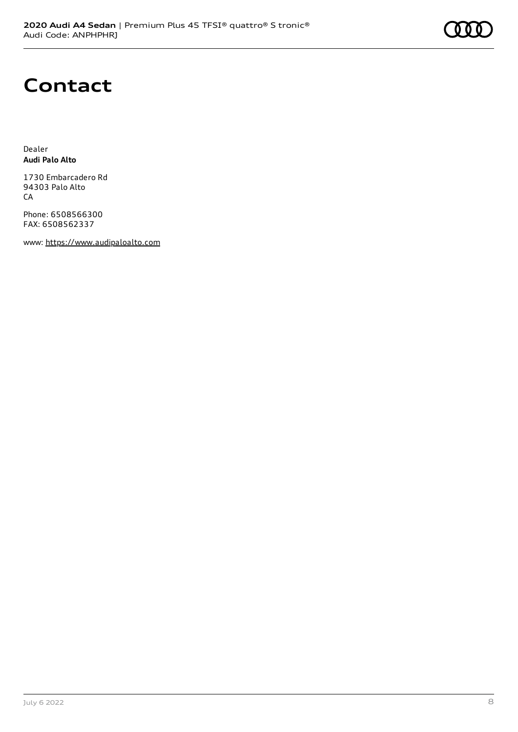# Contact

Dealer
**Audi Palo Alto**

1730 Embarcadero Rd
94303 Palo Alto
CA

Phone: 6508566300
FAX: 6508562337

www: https://www.audipaloalto.com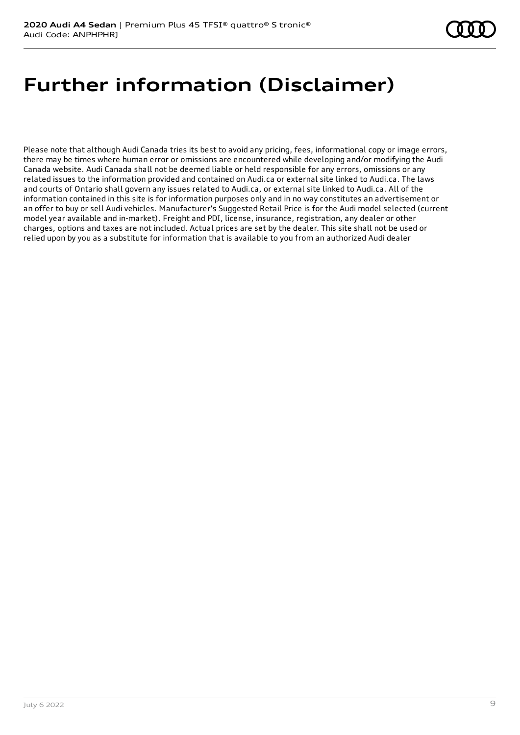# Further information (Disclaimer)

Please note that although Audi Canada tries its best to avoid any pricing, fees, informational copy or image errors, there may be times where human error or omissions are encountered while developing and/or modifying the Audi Canada website. Audi Canada shall not be deemed liable or held responsible for any errors, omissions or any related issues to the information provided and contained on Audi.ca or external site linked to Audi.ca. The laws and courts of Ontario shall govern any issues related to Audi.ca, or external site linked to Audi.ca. All of the information contained in this site is for information purposes only and in no way constitutes an advertisement or an offer to buy or sell Audi vehicles. Manufacturer's Suggested Retail Price is for the Audi model selected (current model year available and in-market). Freight and PDI, license, insurance, registration, any dealer or other charges, options and taxes are not included. Actual prices are set by the dealer. This site shall not be used or relied upon by you as a substitute for information that is available to you from an authorized Audi dealer